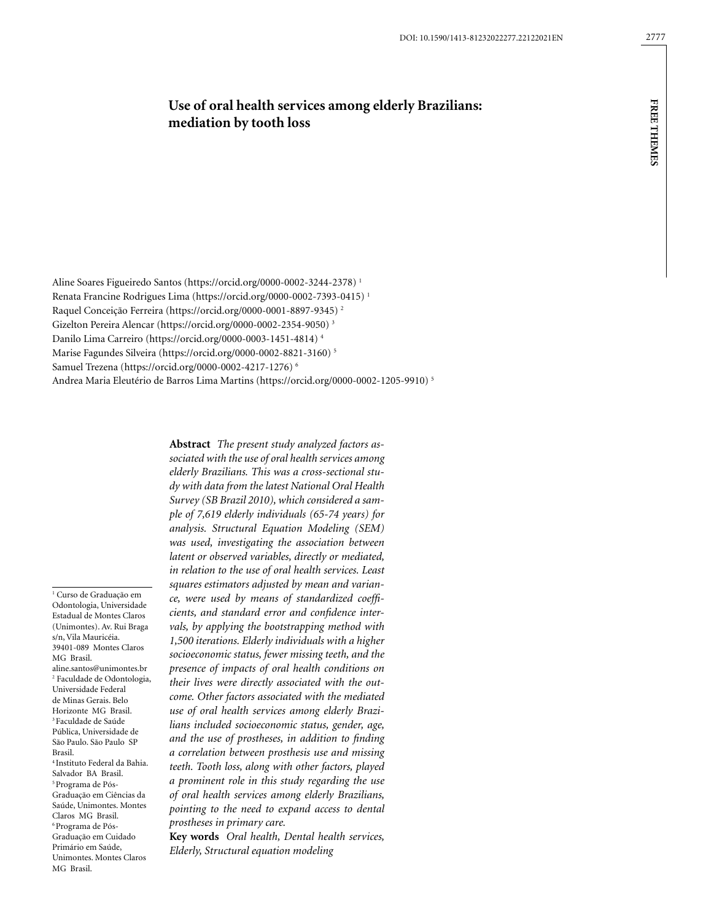# Use of oral health services among elderly Brazilians: mediation by tooth loss

Aline Soares Figueiredo Santos (https://orcid.org/0000-0002-3244-2378) [1]
Renata Francine Rodrigues Lima (https://orcid.org/0000-0002-7393-0415) [1]
Raquel Conceição Ferreira (https://orcid.org/0000-0001-8897-9345) [2]
Gizelton Pereira Alencar (https://orcid.org/0000-0002-2354-9050) [3]
Danilo Lima Carreiro (https://orcid.org/0000-0003-1451-4814) [4]
Marise Fagundes Silveira (https://orcid.org/0000-0002-8821-3160) [5]
Samuel Trezena (https://orcid.org/0000-0002-4217-1276) [6]
Andrea Maria Eleutério de Barros Lima Martins (https://orcid.org/0000-0002-1205-9910) [5]

[1] Curso de Graduação em Odontologia, Universidade Estadual de Montes Claros (Unimontes). Av. Rui Braga s/n, Vila Mauricéia. 39401-089 Montes Claros MG Brasil. aline.santos@unimontes.br
[2] Faculdade de Odontologia, Universidade Federal de Minas Gerais. Belo Horizonte MG Brasil.
[3] Faculdade de Saúde Pública, Universidade de São Paulo. São Paulo SP Brasil.
[4] Instituto Federal da Bahia. Salvador BA Brasil.
[5] Programa de Pós-Graduação em Ciências da Saúde, Unimontes. Montes Claros MG Brasil.
[6] Programa de Pós-Graduação em Cuidado Primário em Saúde, Unimontes. Montes Claros MG Brasil.

**Abstract** *The present study analyzed factors associated with the use of oral health services among elderly Brazilians. This was a cross-sectional study with data from the latest National Oral Health Survey (SB Brazil 2010), which considered a sample of 7,619 elderly individuals (65-74 years) for analysis. Structural Equation Modeling (SEM) was used, investigating the association between latent or observed variables, directly or mediated, in relation to the use of oral health services. Least squares estimators adjusted by mean and variance, were used by means of standardized coefficients, and standard error and confidence intervals, by applying the bootstrapping method with 1,500 iterations. Elderly individuals with a higher socioeconomic status, fewer missing teeth, and the presence of impacts of oral health conditions on their lives were directly associated with the outcome. Other factors associated with the mediated use of oral health services among elderly Brazilians included socioeconomic status, gender, age, and the use of prostheses, in addition to finding a correlation between prosthesis use and missing teeth. Tooth loss, along with other factors, played a prominent role in this study regarding the use of oral health services among elderly Brazilians, pointing to the need to expand access to dental prostheses in primary care.*

**Key words** *Oral health, Dental health services, Elderly, Structural equation modeling*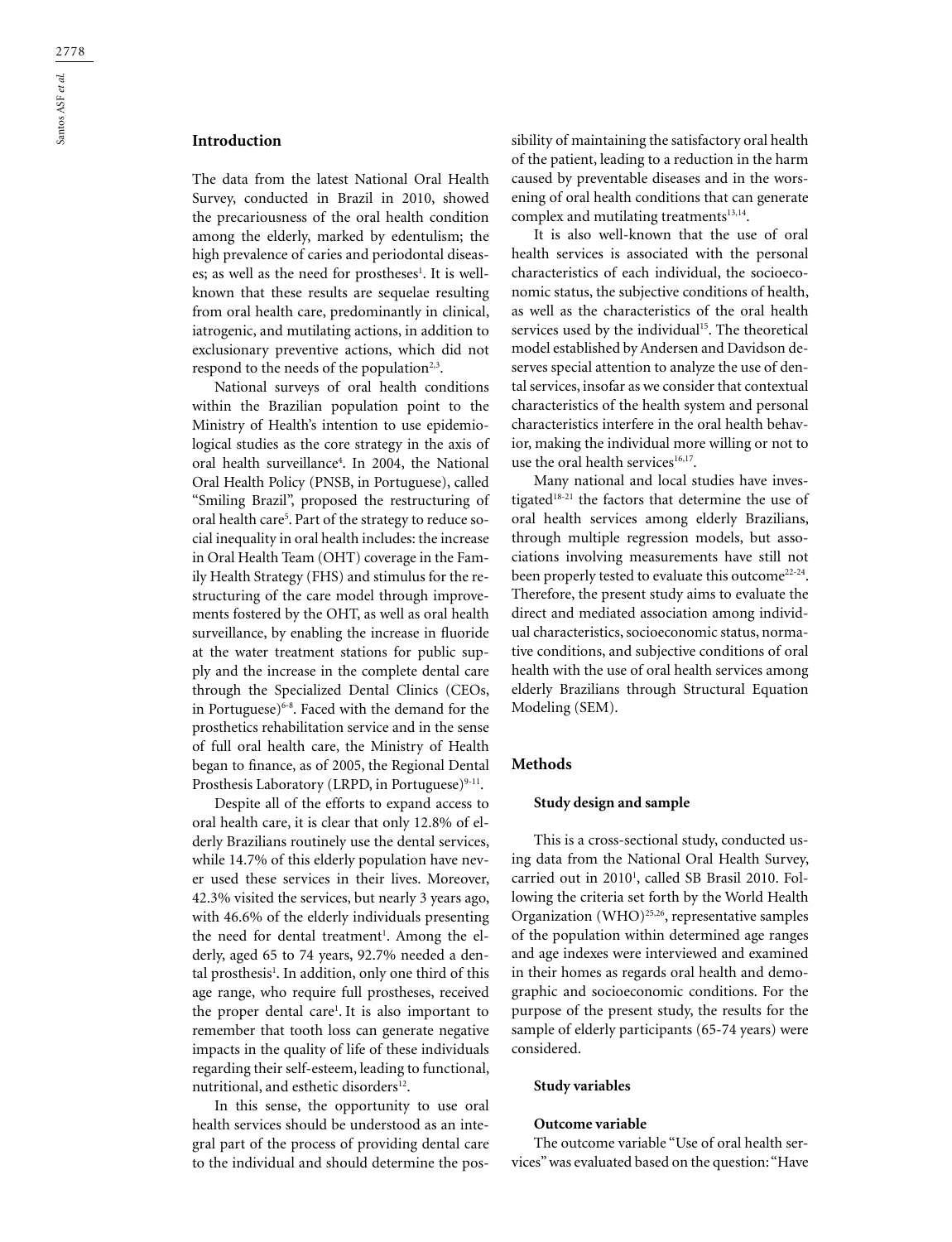## Introduction

The data from the latest National Oral Health Survey, conducted in Brazil in 2010, showed the precariousness of the oral health condition among the elderly, marked by edentulism; the high prevalence of caries and periodontal diseases; as well as the need for prostheses[1]. It is well-known that these results are sequelae resulting from oral health care, predominantly in clinical, iatrogenic, and mutilating actions, in addition to exclusionary preventive actions, which did not respond to the needs of the population[2,3].

National surveys of oral health conditions within the Brazilian population point to the Ministry of Health's intention to use epidemiological studies as the core strategy in the axis of oral health surveillance[4]. In 2004, the National Oral Health Policy (PNSB, in Portuguese), called "Smiling Brazil", proposed the restructuring of oral health care[5]. Part of the strategy to reduce social inequality in oral health includes: the increase in Oral Health Team (OHT) coverage in the Family Health Strategy (FHS) and stimulus for the restructuring of the care model through improvements fostered by the OHT, as well as oral health surveillance, by enabling the increase in fluoride at the water treatment stations for public supply and the increase in the complete dental care through the Specialized Dental Clinics (CEOs, in Portuguese)[6-8]. Faced with the demand for the prosthetics rehabilitation service and in the sense of full oral health care, the Ministry of Health began to finance, as of 2005, the Regional Dental Prosthesis Laboratory (LRPD, in Portuguese)[9-11].

Despite all of the efforts to expand access to oral health care, it is clear that only 12.8% of elderly Brazilians routinely use the dental services, while 14.7% of this elderly population have never used these services in their lives. Moreover, 42.3% visited the services, but nearly 3 years ago, with 46.6% of the elderly individuals presenting the need for dental treatment[1]. Among the elderly, aged 65 to 74 years, 92.7% needed a dental prosthesis[1]. In addition, only one third of this age range, who require full prostheses, received the proper dental care[1]. It is also important to remember that tooth loss can generate negative impacts in the quality of life of these individuals regarding their self-esteem, leading to functional, nutritional, and esthetic disorders[12].

In this sense, the opportunity to use oral health services should be understood as an integral part of the process of providing dental care to the individual and should determine the possibility of maintaining the satisfactory oral health of the patient, leading to a reduction in the harm caused by preventable diseases and in the worsening of oral health conditions that can generate complex and mutilating treatments[13,14].

It is also well-known that the use of oral health services is associated with the personal characteristics of each individual, the socioeconomic status, the subjective conditions of health, as well as the characteristics of the oral health services used by the individual[15]. The theoretical model established by Andersen and Davidson deserves special attention to analyze the use of dental services, insofar as we consider that contextual characteristics of the health system and personal characteristics interfere in the oral health behavior, making the individual more willing or not to use the oral health services[16,17].

Many national and local studies have investigated[18-21] the factors that determine the use of oral health services among elderly Brazilians, through multiple regression models, but associations involving measurements have still not been properly tested to evaluate this outcome[22-24]. Therefore, the present study aims to evaluate the direct and mediated association among individual characteristics, socioeconomic status, normative conditions, and subjective conditions of oral health with the use of oral health services among elderly Brazilians through Structural Equation Modeling (SEM).

## Methods

### Study design and sample

This is a cross-sectional study, conducted using data from the National Oral Health Survey, carried out in 2010[1], called SB Brasil 2010. Following the criteria set forth by the World Health Organization (WHO)[25,26], representative samples of the population within determined age ranges and age indexes were interviewed and examined in their homes as regards oral health and demographic and socioeconomic conditions. For the purpose of the present study, the results for the sample of elderly participants (65-74 years) were considered.

### Study variables

#### Outcome variable

The outcome variable "Use of oral health services" was evaluated based on the question: "Have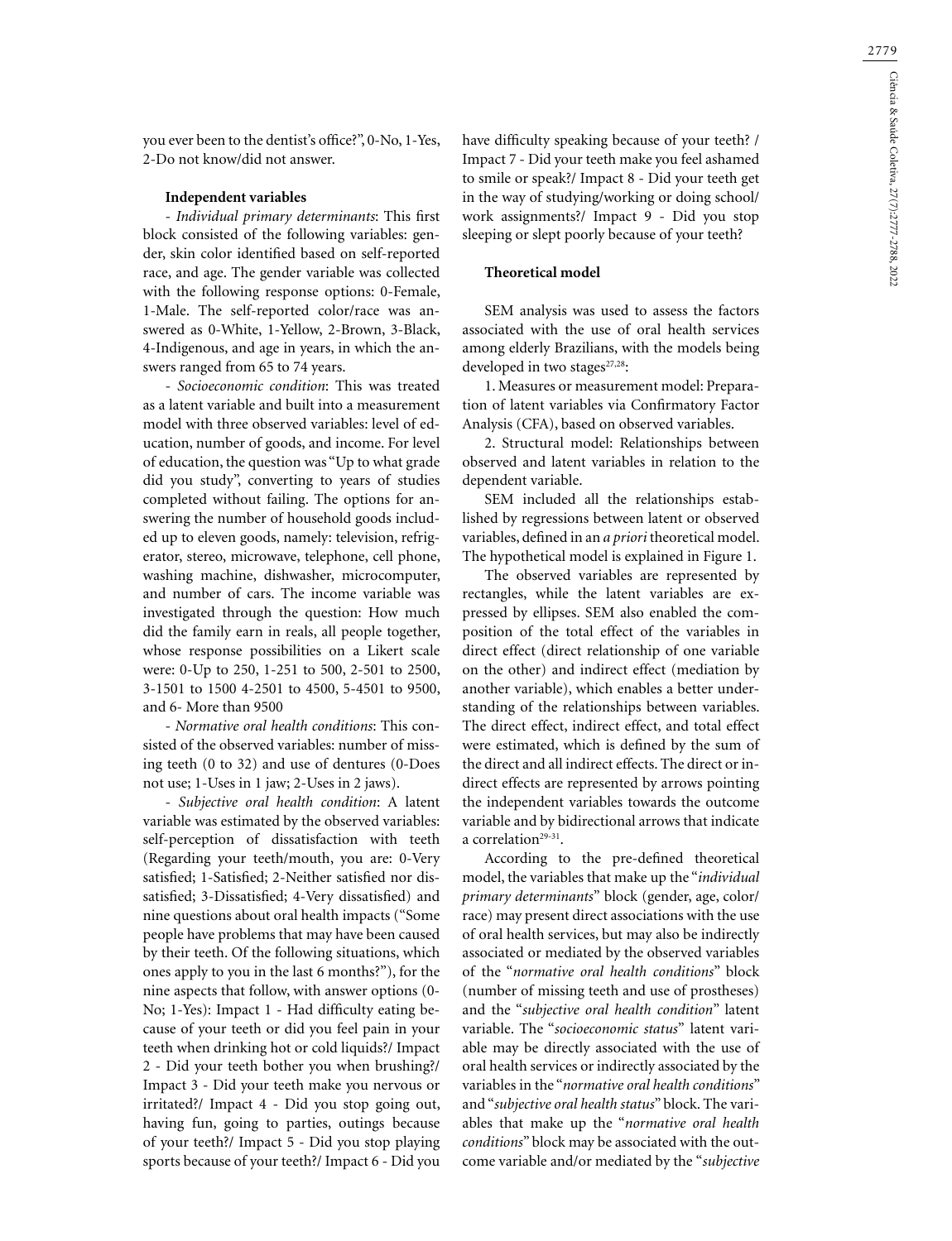you ever been to the dentist's office?", 0-No, 1-Yes, 2-Do not know/did not answer.

### Independent variables

- *Individual primary determinants*: This first block consisted of the following variables: gender, skin color identified based on self-reported race, and age. The gender variable was collected with the following response options: 0-Female, 1-Male. The self-reported color/race was answered as 0-White, 1-Yellow, 2-Brown, 3-Black, 4-Indigenous, and age in years, in which the answers ranged from 65 to 74 years.

- *Socioeconomic condition*: This was treated as a latent variable and built into a measurement model with three observed variables: level of education, number of goods, and income. For level of education, the question was "Up to what grade did you study", converting to years of studies completed without failing. The options for answering the number of household goods included up to eleven goods, namely: television, refrigerator, stereo, microwave, telephone, cell phone, washing machine, dishwasher, microcomputer, and number of cars. The income variable was investigated through the question: How much did the family earn in reals, all people together, whose response possibilities on a Likert scale were: 0-Up to 250, 1-251 to 500, 2-501 to 2500, 3-1501 to 1500 4-2501 to 4500, 5-4501 to 9500, and 6- More than 9500

- *Normative oral health conditions*: This consisted of the observed variables: number of missing teeth (0 to 32) and use of dentures (0-Does not use; 1-Uses in 1 jaw; 2-Uses in 2 jaws).

- *Subjective oral health condition*: A latent variable was estimated by the observed variables: self-perception of dissatisfaction with teeth (Regarding your teeth/mouth, you are: 0-Very satisfied; 1-Satisfied; 2-Neither satisfied nor dissatisfied; 3-Dissatisfied; 4-Very dissatisfied) and nine questions about oral health impacts ("Some people have problems that may have been caused by their teeth. Of the following situations, which ones apply to you in the last 6 months?"), for the nine aspects that follow, with answer options (0-No; 1-Yes): Impact 1 - Had difficulty eating because of your teeth or did you feel pain in your teeth when drinking hot or cold liquids?/ Impact 2 - Did your teeth bother you when brushing?/ Impact 3 - Did your teeth make you nervous or irritated?/ Impact 4 - Did you stop going out, having fun, going to parties, outings because of your teeth?/ Impact 5 - Did you stop playing sports because of your teeth?/ Impact 6 - Did you have difficulty speaking because of your teeth? / Impact 7 - Did your teeth make you feel ashamed to smile or speak?/ Impact 8 - Did your teeth get in the way of studying/working or doing school/work assignments?/ Impact 9 - Did you stop sleeping or slept poorly because of your teeth?

### Theoretical model

SEM analysis was used to assess the factors associated with the use of oral health services among elderly Brazilians, with the models being developed in two stages[27,28]:

1. Measures or measurement model: Preparation of latent variables via Confirmatory Factor Analysis (CFA), based on observed variables.

2. Structural model: Relationships between observed and latent variables in relation to the dependent variable.

SEM included all the relationships established by regressions between latent or observed variables, defined in an *a priori* theoretical model. The hypothetical model is explained in Figure 1.

The observed variables are represented by rectangles, while the latent variables are expressed by ellipses. SEM also enabled the composition of the total effect of the variables in direct effect (direct relationship of one variable on the other) and indirect effect (mediation by another variable), which enables a better understanding of the relationships between variables. The direct effect, indirect effect, and total effect were estimated, which is defined by the sum of the direct and all indirect effects. The direct or indirect effects are represented by arrows pointing the independent variables towards the outcome variable and by bidirectional arrows that indicate a correlation[29-31].

According to the pre-defined theoretical model, the variables that make up the "*individual primary determinants*" block (gender, age, color/race) may present direct associations with the use of oral health services, but may also be indirectly associated or mediated by the observed variables of the "*normative oral health conditions*" block (number of missing teeth and use of prostheses) and the "*subjective oral health condition*" latent variable. The "*socioeconomic status*" latent variable may be directly associated with the use of oral health services or indirectly associated by the variables in the "*normative oral health conditions*" and "*subjective oral health status*" block. The variables that make up the "*normative oral health conditions*" block may be associated with the outcome variable and/or mediated by the "*subjective*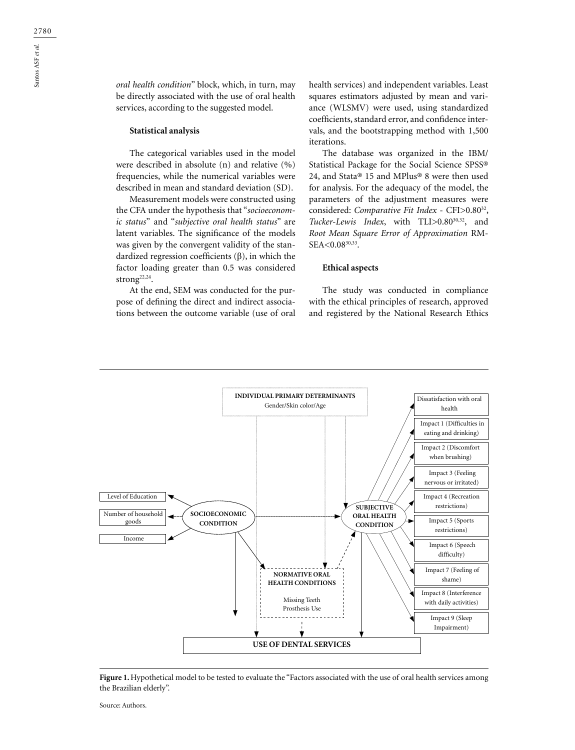*oral health condition*" block, which, in turn, may be directly associated with the use of oral health services, according to the suggested model.

### Statistical analysis

The categorical variables used in the model were described in absolute (n) and relative (%) frequencies, while the numerical variables were described in mean and standard deviation (SD).

Measurement models were constructed using the CFA under the hypothesis that "*socioeconomic status*" and "*subjective oral health status*" are latent variables. The significance of the models was given by the convergent validity of the standardized regression coefficients (β), in which the factor loading greater than 0.5 was considered strong[22,24].

At the end, SEM was conducted for the purpose of defining the direct and indirect associations between the outcome variable (use of oral health services) and independent variables. Least squares estimators adjusted by mean and variance (WLSMV) were used, using standardized coefficients, standard error, and confidence intervals, and the bootstrapping method with 1,500 iterations.

The database was organized in the IBM/Statistical Package for the Social Science SPSS® 24, and Stata® 15 and MPlus® 8 were then used for analysis. For the adequacy of the model, the parameters of the adjustment measures were considered: *Comparative Fit Index* - CFI>0.80[32], *Tucker-Lewis Index*, with TLI>0.80[30,32], and *Root Mean Square Error of Approximation* RMSEA<0.08[30,33].

### Ethical aspects

The study was conducted in compliance with the ethical principles of research, approved and registered by the National Research Ethics

**Figure 1.** Hypothetical model to be tested to evaluate the "Factors associated with the use of oral health services among the Brazilian elderly".

Source: Authors.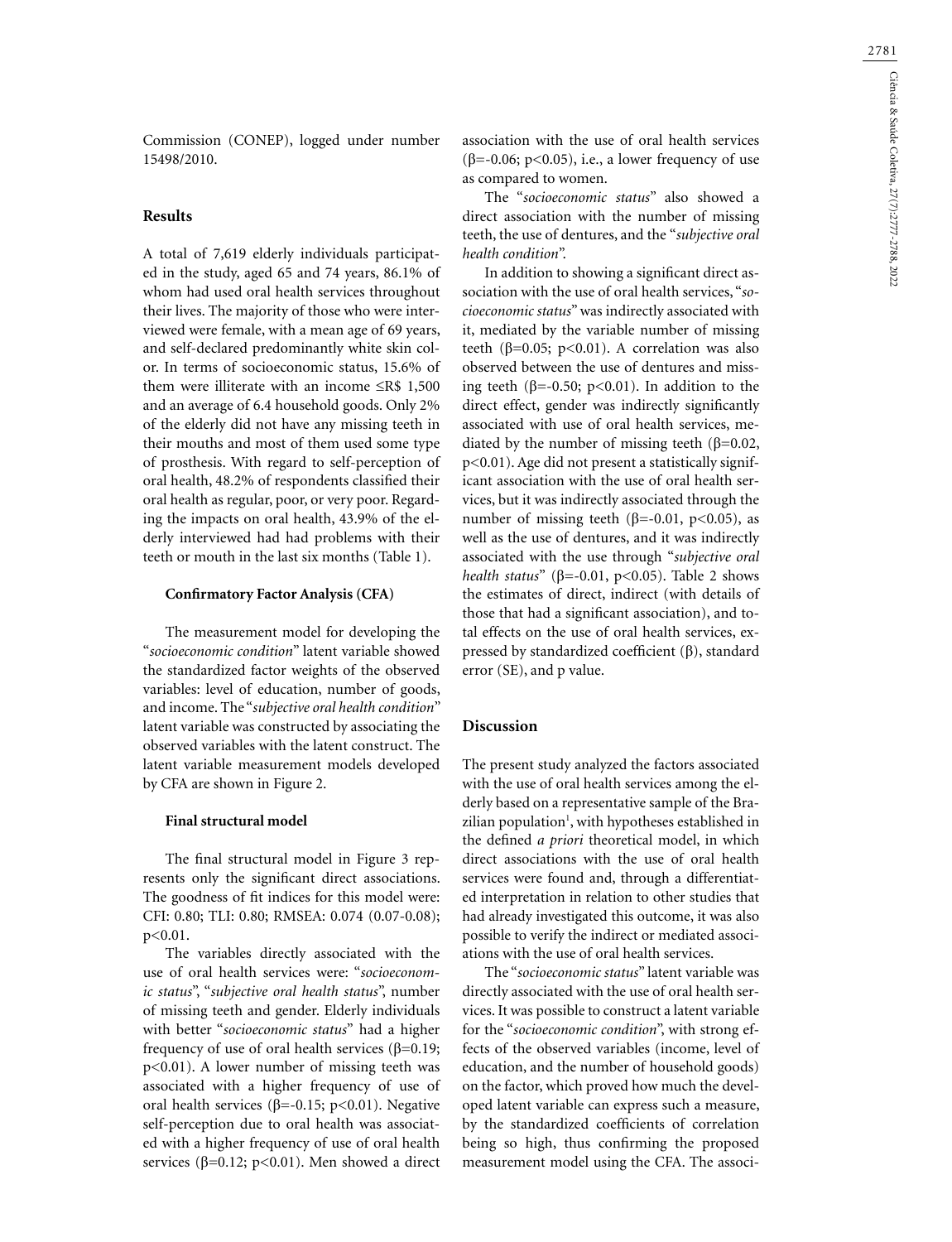Commission (CONEP), logged under number 15498/2010.

## Results

A total of 7,619 elderly individuals participated in the study, aged 65 and 74 years, 86.1% of whom had used oral health services throughout their lives. The majority of those who were interviewed were female, with a mean age of 69 years, and self-declared predominantly white skin color. In terms of socioeconomic status, 15.6% of them were illiterate with an income ≤R$ 1,500 and an average of 6.4 household goods. Only 2% of the elderly did not have any missing teeth in their mouths and most of them used some type of prosthesis. With regard to self-perception of oral health, 48.2% of respondents classified their oral health as regular, poor, or very poor. Regarding the impacts on oral health, 43.9% of the elderly interviewed had had problems with their teeth or mouth in the last six months (Table 1).

### Confirmatory Factor Analysis (CFA)

The measurement model for developing the "*socioeconomic condition*" latent variable showed the standardized factor weights of the observed variables: level of education, number of goods, and income. The "*subjective oral health condition*" latent variable was constructed by associating the observed variables with the latent construct. The latent variable measurement models developed by CFA are shown in Figure 2.

### Final structural model

The final structural model in Figure 3 represents only the significant direct associations. The goodness of fit indices for this model were: CFI: 0.80; TLI: 0.80; RMSEA: 0.074 (0.07-0.08); $p<0.01$.

The variables directly associated with the use of oral health services were: "*socioeconomic status*", "*subjective oral health status*", number of missing teeth and gender. Elderly individuals with better "*socioeconomic status*" had a higher frequency of use of oral health services ($\beta=0.19$; $p<0.01$). A lower number of missing teeth was associated with a higher frequency of use of oral health services ($\beta=-0.15$; $p<0.01$). Negative self-perception due to oral health was associated with a higher frequency of use of oral health services ($\beta=0.12$; $p<0.01$). Men showed a direct association with the use of oral health services ($\beta=-0.06$; $p<0.05$), i.e., a lower frequency of use as compared to women.

The "*socioeconomic status*" also showed a direct association with the number of missing teeth, the use of dentures, and the "*subjective oral health condition*".

In addition to showing a significant direct association with the use of oral health services, "*socioeconomic status*" was indirectly associated with it, mediated by the variable number of missing teeth ($\beta=0.05$; $p<0.01$). A correlation was also observed between the use of dentures and missing teeth ($\beta=-0.50$; $p<0.01$). In addition to the direct effect, gender was indirectly significantly associated with use of oral health services, mediated by the number of missing teeth ($\beta=0.02$, $p<0.01$). Age did not present a statistically significant association with the use of oral health services, but it was indirectly associated through the number of missing teeth ($\beta=-0.01$, $p<0.05$), as well as the use of dentures, and it was indirectly associated with the use through "*subjective oral health status*" ($\beta=-0.01$, $p<0.05$). Table 2 shows the estimates of direct, indirect (with details of those that had a significant association), and total effects on the use of oral health services, expressed by standardized coefficient (β), standard error (SE), and p value.

## Discussion

The present study analyzed the factors associated with the use of oral health services among the elderly based on a representative sample of the Brazilian population[1], with hypotheses established in the defined *a priori* theoretical model, in which direct associations with the use of oral health services were found and, through a differentiated interpretation in relation to other studies that had already investigated this outcome, it was also possible to verify the indirect or mediated associations with the use of oral health services.

The "*socioeconomic status*" latent variable was directly associated with the use of oral health services. It was possible to construct a latent variable for the "*socioeconomic condition*", with strong effects of the observed variables (income, level of education, and the number of household goods) on the factor, which proved how much the developed latent variable can express such a measure, by the standardized coefficients of correlation being so high, thus confirming the proposed measurement model using the CFA. The associ-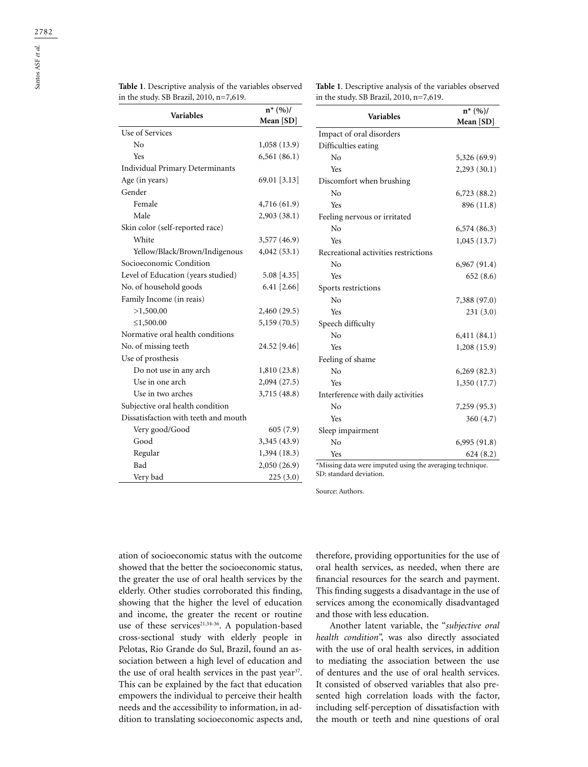**Table 1**. Descriptive analysis of the variables observed in the study. SB Brazil, 2010, n=7,619.

| Variables | n* (%)/ Mean [SD] |
|---|---|
| Use of Services | |
| No | 1,058 (13.9) |
| Yes | 6,561 (86.1) |
| Individual Primary Determinants | |
| Age (in years) | 69.01 [3.13] |
| Gender | |
| Female | 4,716 (61.9) |
| Male | 2,903 (38.1) |
| Skin color (self-reported race) | |
| White | 3,577 (46.9) |
| Yellow/Black/Brown/Indigenous | 4,042 (53.1) |
| Socioeconomic Condition | |
| Level of Education (years studied) | 5.08 [4.35] |
| No. of household goods | 6.41 [2.66] |
| Family Income (in reais) | |
| >1,500.00 | 2,460 (29.5) |
| ≤1,500.00 | 5,159 (70.5) |
| Normative oral health conditions | |
| No. of missing teeth | 24.52 [9.46] |
| Use of prosthesis | |
| Do not use in any arch | 1,810 (23.8) |
| Use in one arch | 2,094 (27.5) |
| Use in two arches | 3,715 (48.8) |
| Subjective oral health condition | |
| Dissatisfaction with teeth and mouth | |
| Very good/Good | 605 (7.9) |
| Good | 3,345 (43.9) |
| Regular | 1,394 (18.3) |
| Bad | 2,050 (26.9) |
| Very bad | 225 (3.0) |
| Impact of oral disorders | |
| Difficulties eating | |
| No | 5,326 (69.9) |
| Yes | 2,293 (30.1) |
| Discomfort when brushing | |
| No | 6,723 (88.2) |
| Yes | 896 (11.8) |
| Feeling nervous or irritated | |
| No | 6,574 (86.3) |
| Yes | 1,045 (13.7) |
| Recreational activities restrictions | |
| No | 6,967 (91.4) |
| Yes | 652 (8.6) |
| Sports restrictions | |
| No | 7,388 (97.0) |
| Yes | 231 (3.0) |
| Speech difficulty | |
| No | 6,411 (84.1) |
| Yes | 1,208 (15.9) |
| Feeling of shame | |
| No | 6,269 (82.3) |
| Yes | 1,350 (17.7) |
| Interference with daily activities | |
| No | 7,259 (95.3) |
| Yes | 360 (4.7) |
| Sleep impairment | |
| No | 6,995 (91.8) |
| Yes | 624 (8.2) |

*Missing data were imputed using the averaging technique.
SD: standard deviation.

Source: Authors.

ation of socioeconomic status with the outcome showed that the better the socioeconomic status, the greater the use of oral health services by the elderly. Other studies corroborated this finding, showing that the higher the level of education and income, the greater the recent or routine use of these services[21,34-36]. A population-based cross-sectional study with elderly people in Pelotas, Rio Grande do Sul, Brazil, found an association between a high level of education and the use of oral health services in the past year[37]. This can be explained by the fact that education empowers the individual to perceive their health needs and the accessibility to information, in addition to translating socioeconomic aspects and, therefore, providing opportunities for the use of oral health services, as needed, when there are financial resources for the search and payment. This finding suggests a disadvantage in the use of services among the economically disadvantaged and those with less education.

Another latent variable, the "*subjective oral health condition*", was also directly associated with the use of oral health services, in addition to mediating the association between the use of dentures and the use of oral health services. It consisted of observed variables that also presented high correlation loads with the factor, including self-perception of dissatisfaction with the mouth or teeth and nine questions of oral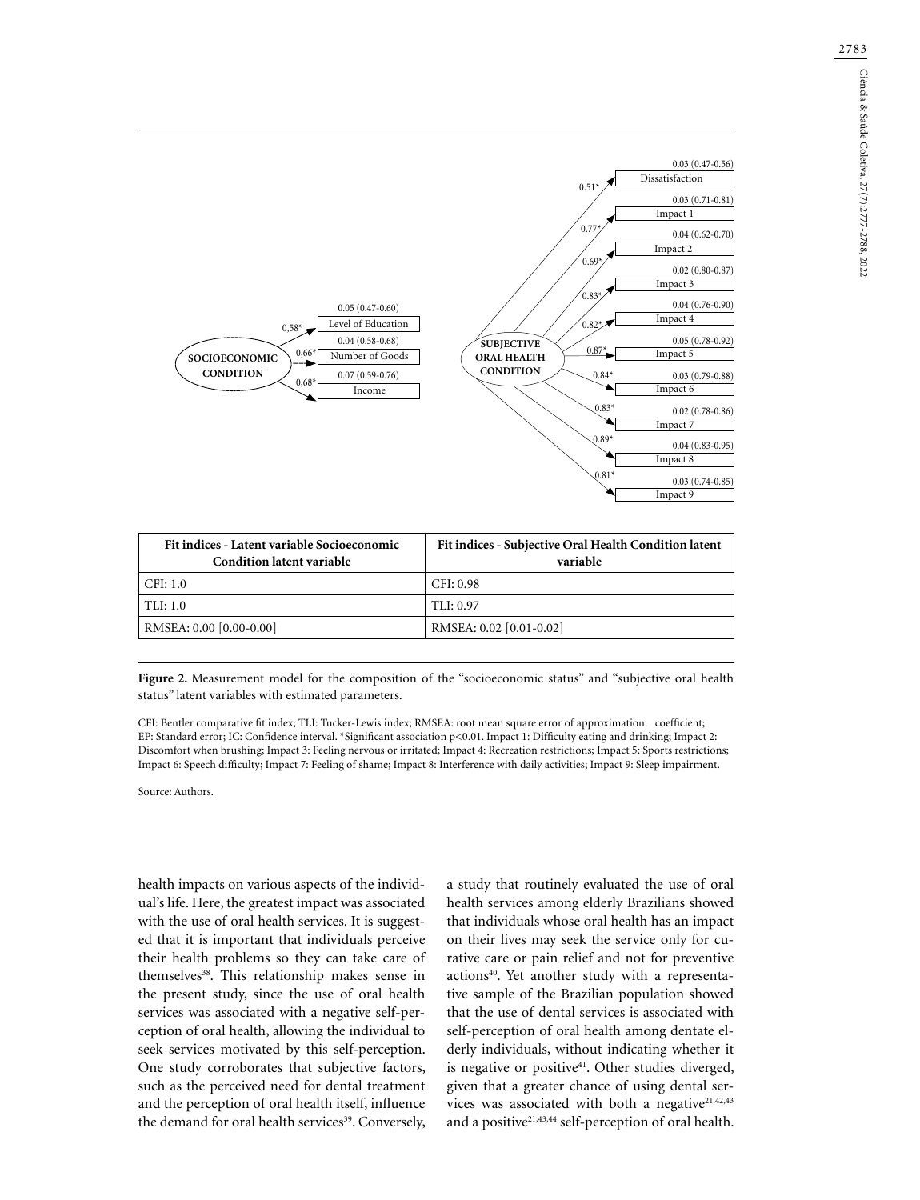| Fit indices - Latent variable Socioeconomic Condition latent variable | Fit indices - Subjective Oral Health Condition latent variable |
|---|---|
| CFI: 1.0 | CFI: 0.98 |
| TLI: 1.0 | TLI: 0.97 |
| RMSEA: 0.00 [0.00-0.00] | RMSEA: 0.02 [0.01-0.02] |

**Figure 2.** Measurement model for the composition of the "socioeconomic status" and "subjective oral health status" latent variables with estimated parameters.

CFI: Bentler comparative fit index; TLI: Tucker-Lewis index; RMSEA: root mean square error of approximation. coefficient; EP: Standard error; IC: Confidence interval. *Significant association p<0.01. Impact 1: Difficulty eating and drinking; Impact 2: Discomfort when brushing; Impact 3: Feeling nervous or irritated; Impact 4: Recreation restrictions; Impact 5: Sports restrictions; Impact 6: Speech difficulty; Impact 7: Feeling of shame; Impact 8: Interference with daily activities; Impact 9: Sleep impairment.

Source: Authors.

health impacts on various aspects of the individual's life. Here, the greatest impact was associated with the use of oral health services. It is suggested that it is important that individuals perceive their health problems so they can take care of themselves[38]. This relationship makes sense in the present study, since the use of oral health services was associated with a negative self-perception of oral health, allowing the individual to seek services motivated by this self-perception. One study corroborates that subjective factors, such as the perceived need for dental treatment and the perception of oral health itself, influence the demand for oral health services[39]. Conversely, a study that routinely evaluated the use of oral health services among elderly Brazilians showed that individuals whose oral health has an impact on their lives may seek the service only for curative care or pain relief and not for preventive actions[40]. Yet another study with a representative sample of the Brazilian population showed that the use of dental services is associated with self-perception of oral health among dentate elderly individuals, without indicating whether it is negative or positive[41]. Other studies diverged, given that a greater chance of using dental services was associated with both a negative[21,42,43] and a positive[21,43,44] self-perception of oral health.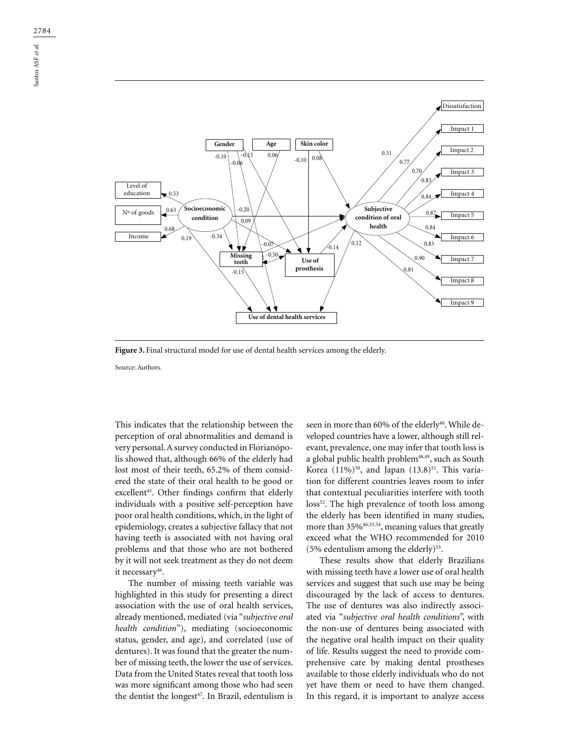**Figure 3.** Final structural model for use of dental health services among the elderly.

Source: Authors.

This indicates that the relationship between the perception of oral abnormalities and demand is very personal. A survey conducted in Florianópolis showed that, although 66% of the elderly had lost most of their teeth, 65.2% of them considered the state of their oral health to be good or excellent[45]. Other findings confirm that elderly individuals with a positive self-perception have poor oral health conditions, which, in the light of epidemiology, creates a subjective fallacy that not having teeth is associated with not having oral problems and that those who are not bothered by it will not seek treatment as they do not deem it necessary[46].

The number of missing teeth variable was highlighted in this study for presenting a direct association with the use of oral health services, already mentioned, mediated (via "*subjective oral health condition*"), mediating (socioeconomic status, gender, and age), and correlated (use of dentures). It was found that the greater the number of missing teeth, the lower the use of services. Data from the United States reveal that tooth loss was more significant among those who had seen the dentist the longest[47]. In Brazil, edentulism is seen in more than 60% of the elderly[46]. While developed countries have a lower, although still relevant, prevalence, one may infer that tooth loss is a global public health problem[48,49], such as South Korea (11%)[50], and Japan (13.8)[51]. This variation for different countries leaves room to infer that contextual peculiarities interfere with tooth loss[52]. The high prevalence of tooth loss among the elderly has been identified in many studies, more than 35%[46,53,54], meaning values that greatly exceed what the WHO recommended for 2010 (5% edentulism among the elderly)[55].

These results show that elderly Brazilians with missing teeth have a lower use of oral health services and suggest that such use may be being discouraged by the lack of access to dentures. The use of dentures was also indirectly associated via "*subjective oral health conditions*", with the non-use of dentures being associated with the negative oral health impact on their quality of life. Results suggest the need to provide comprehensive care by making dental prostheses available to those elderly individuals who do not yet have them or need to have them changed. In this regard, it is important to analyze access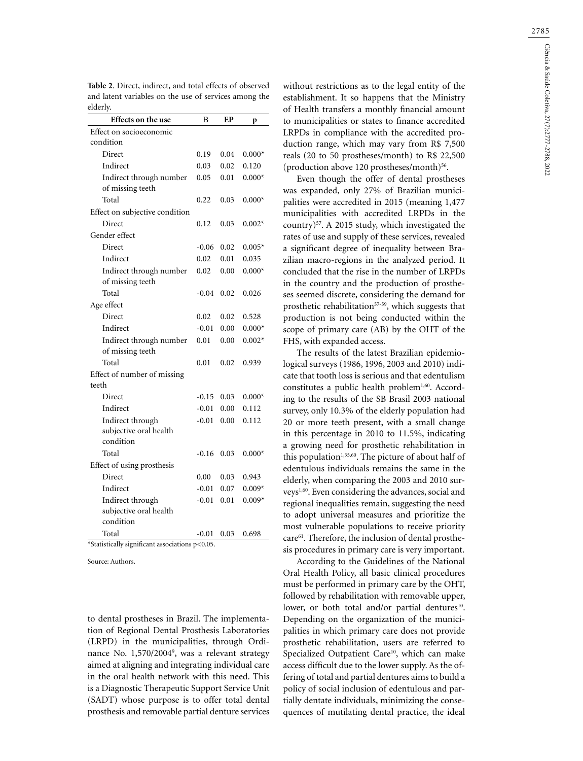**Table 2**. Direct, indirect, and total effects of observed and latent variables on the use of services among the elderly.

| Effects on the use | B | EP | p |
|---|---|---|---|
| Effect on socioeconomic condition | | | |
| Direct | 0.19 | 0.04 | 0.000* |
| Indirect | 0.03 | 0.02 | 0.120 |
| Indirect through number of missing teeth | 0.05 | 0.01 | 0.000* |
| Total | 0.22 | 0.03 | 0.000* |
| Effect on subjective condition | | | |
| Direct | 0.12 | 0.03 | 0.002* |
| Gender effect | | | |
| Direct | -0.06 | 0.02 | 0.005* |
| Indirect | 0.02 | 0.01 | 0.035 |
| Indirect through number of missing teeth | 0.02 | 0.00 | 0.000* |
| Total | -0.04 | 0.02 | 0.026 |
| Age effect | | | |
| Direct | 0.02 | 0.02 | 0.528 |
| Indirect | -0.01 | 0.00 | 0.000* |
| Indirect through number of missing teeth | 0.01 | 0.00 | 0.002* |
| Total | 0.01 | 0.02 | 0.939 |
| Effect of number of missing teeth | | | |
| Direct | -0.15 | 0.03 | 0.000* |
| Indirect | -0.01 | 0.00 | 0.112 |
| Indirect through subjective oral health condition | -0.01 | 0.00 | 0.112 |
| Total | -0.16 | 0.03 | 0.000* |
| Effect of using prosthesis | | | |
| Direct | 0.00 | 0.03 | 0.943 |
| Indirect | -0.01 | 0.07 | 0.009* |
| Indirect through subjective oral health condition | -0.01 | 0.01 | 0.009* |
| Total | -0.01 | 0.03 | 0.698 |

*Statistically significant associations p<0.05.

Source: Authors.

to dental prostheses in Brazil. The implementation of Regional Dental Prosthesis Laboratories (LRPD) in the municipalities, through Ordinance No. 1,570/2004[9], was a relevant strategy aimed at aligning and integrating individual care in the oral health network with this need. This is a Diagnostic Therapeutic Support Service Unit (SADT) whose purpose is to offer total dental prosthesis and removable partial denture services without restrictions as to the legal entity of the establishment. It so happens that the Ministry of Health transfers a monthly financial amount to municipalities or states to finance accredited LRPDs in compliance with the accredited production range, which may vary from R$ 7,500 reals (20 to 50 prostheses/month) to R$ 22,500 (production above 120 prostheses/month)[56].

Even though the offer of dental prostheses was expanded, only 27% of Brazilian municipalities were accredited in 2015 (meaning 1,477 municipalities with accredited LRPDs in the country)[57]. A 2015 study, which investigated the rates of use and supply of these services, revealed a significant degree of inequality between Brazilian macro-regions in the analyzed period. It concluded that the rise in the number of LRPDs in the country and the production of prostheses seemed discrete, considering the demand for prosthetic rehabilitation[57-59], which suggests that production is not being conducted within the scope of primary care (AB) by the OHT of the FHS, with expanded access.

The results of the latest Brazilian epidemiological surveys (1986, 1996, 2003 and 2010) indicate that tooth loss is serious and that edentulism constitutes a public health problem[1,60]. According to the results of the SB Brasil 2003 national survey, only 10.3% of the elderly population had 20 or more teeth present, with a small change in this percentage in 2010 to 11.5%, indicating a growing need for prosthetic rehabilitation in this population[1,35,60]. The picture of about half of edentulous individuals remains the same in the elderly, when comparing the 2003 and 2010 surveys[1,60]. Even considering the advances, social and regional inequalities remain, suggesting the need to adopt universal measures and prioritize the most vulnerable populations to receive priority care[61]. Therefore, the inclusion of dental prosthesis procedures in primary care is very important.

According to the Guidelines of the National Oral Health Policy, all basic clinical procedures must be performed in primary care by the OHT, followed by rehabilitation with removable upper, lower, or both total and/or partial dentures[10]. Depending on the organization of the municipalities in which primary care does not provide prosthetic rehabilitation, users are referred to Specialized Outpatient Care[10], which can make access difficult due to the lower supply. As the offering of total and partial dentures aims to build a policy of social inclusion of edentulous and partially dentate individuals, minimizing the consequences of mutilating dental practice, the ideal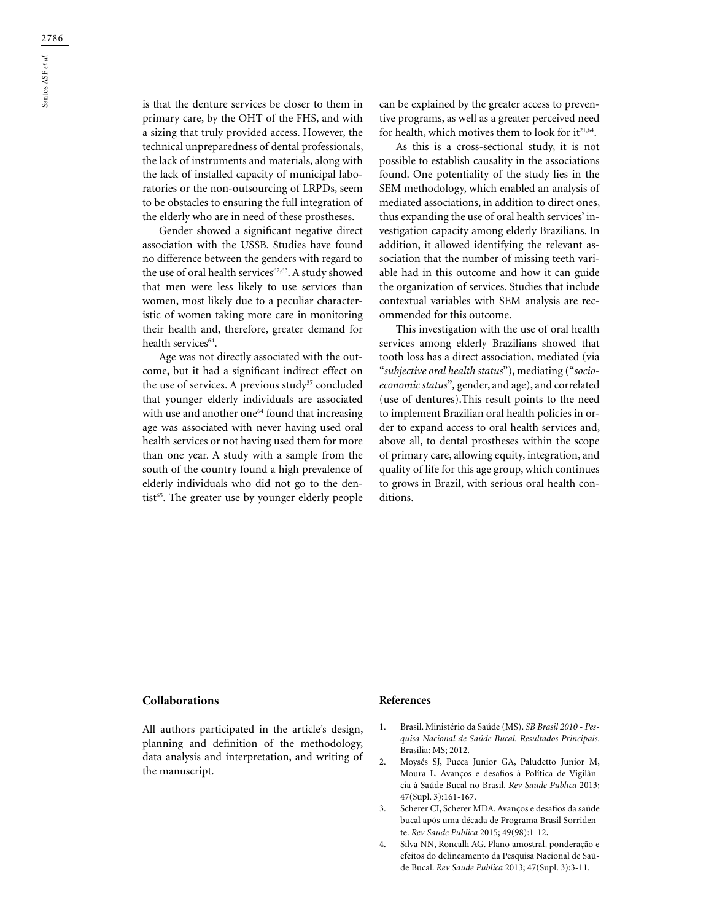is that the denture services be closer to them in primary care, by the OHT of the FHS, and with a sizing that truly provided access. However, the technical unpreparedness of dental professionals, the lack of instruments and materials, along with the lack of installed capacity of municipal laboratories or the non-outsourcing of LRPDs, seem to be obstacles to ensuring the full integration of the elderly who are in need of these prostheses.

Gender showed a significant negative direct association with the USSB. Studies have found no difference between the genders with regard to the use of oral health services[62,63]. A study showed that men were less likely to use services than women, most likely due to a peculiar characteristic of women taking more care in monitoring their health and, therefore, greater demand for health services[64].

Age was not directly associated with the outcome, but it had a significant indirect effect on the use of services. A previous study[37] concluded that younger elderly individuals are associated with use and another one[64] found that increasing age was associated with never having used oral health services or not having used them for more than one year. A study with a sample from the south of the country found a high prevalence of elderly individuals who did not go to the dentist[65]. The greater use by younger elderly people can be explained by the greater access to preventive programs, as well as a greater perceived need for health, which motives them to look for it[21,64].

As this is a cross-sectional study, it is not possible to establish causality in the associations found. One potentiality of the study lies in the SEM methodology, which enabled an analysis of mediated associations, in addition to direct ones, thus expanding the use of oral health services' investigation capacity among elderly Brazilians. In addition, it allowed identifying the relevant association that the number of missing teeth variable had in this outcome and how it can guide the organization of services. Studies that include contextual variables with SEM analysis are recommended for this outcome.

This investigation with the use of oral health services among elderly Brazilians showed that tooth loss has a direct association, mediated (via "*subjective oral health status*"), mediating ("*socioeconomic status*", gender, and age), and correlated (use of dentures).This result points to the need to implement Brazilian oral health policies in order to expand access to oral health services and, above all, to dental prostheses within the scope of primary care, allowing equity, integration, and quality of life for this age group, which continues to grows in Brazil, with serious oral health conditions.

## Collaborations

All authors participated in the article's design, planning and definition of the methodology, data analysis and interpretation, and writing of the manuscript.

## References

1. Brasil. Ministério da Saúde (MS). *SB Brasil 2010 - Pesquisa Nacional de Saúde Bucal. Resultados Principais*. Brasília: MS; 2012.
2. Moysés SJ, Pucca Junior GA, Paludetto Junior M, Moura L. Avanços e desafios à Política de Vigilância à Saúde Bucal no Brasil. *Rev Saude Publica* 2013; 47(Supl. 3):161-167.
3. Scherer CI, Scherer MDA. Avanços e desafios da saúde bucal após uma década de Programa Brasil Sorridente. *Rev Saude Publica* 2015; 49(98):1-12.
4. Silva NN, Roncalli AG. Plano amostral, ponderação e efeitos do delineamento da Pesquisa Nacional de Saúde Bucal. *Rev Saude Publica* 2013; 47(Supl. 3):3-11.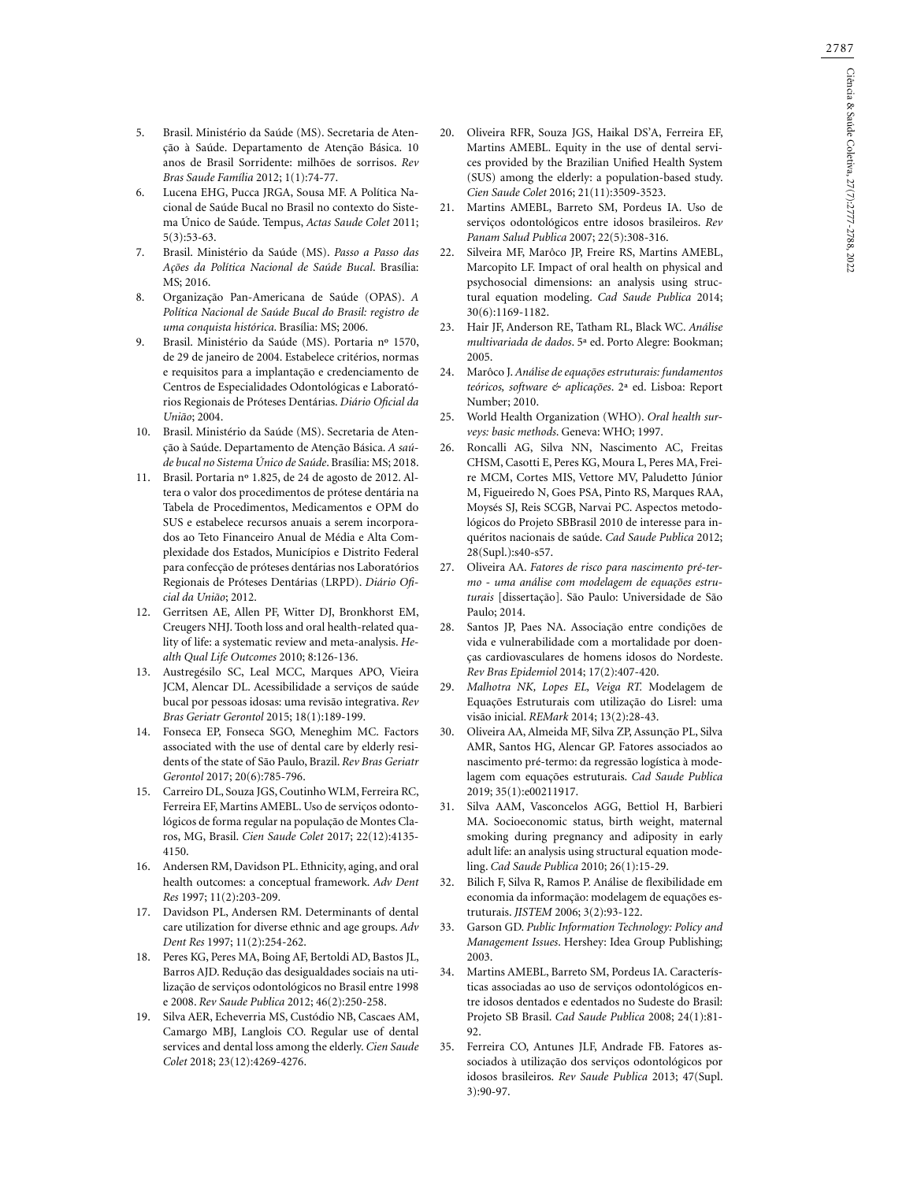5. Brasil. Ministério da Saúde (MS). Secretaria de Atenção à Saúde. Departamento de Atenção Básica. 10 anos de Brasil Sorridente: milhões de sorrisos. *Rev Bras Saude Família* 2012; 1(1):74-77.
6. Lucena EHG, Pucca JRGA, Sousa MF. A Política Nacional de Saúde Bucal no Brasil no contexto do Sistema Único de Saúde. Tempus, *Actas Saude Colet* 2011; 5(3):53-63.
7. Brasil. Ministério da Saúde (MS). *Passo a Passo das Ações da Política Nacional de Saúde Bucal*. Brasília: MS; 2016.
8. Organização Pan-Americana de Saúde (OPAS). *A Política Nacional de Saúde Bucal do Brasil: registro de uma conquista histórica*. Brasília: MS; 2006.
9. Brasil. Ministério da Saúde (MS). Portaria nº 1570, de 29 de janeiro de 2004. Estabelece critérios, normas e requisitos para a implantação e credenciamento de Centros de Especialidades Odontológicas e Laboratórios Regionais de Próteses Dentárias. *Diário Oficial da União*; 2004.
10. Brasil. Ministério da Saúde (MS). Secretaria de Atenção à Saúde. Departamento de Atenção Básica. *A saúde bucal no Sistema Único de Saúde*. Brasília: MS; 2018.
11. Brasil. Portaria nº 1.825, de 24 de agosto de 2012. Altera o valor dos procedimentos de prótese dentária na Tabela de Procedimentos, Medicamentos e OPM do SUS e estabelece recursos anuais a serem incorporados ao Teto Financeiro Anual de Média e Alta Complexidade dos Estados, Municípios e Distrito Federal para confecção de próteses dentárias nos Laboratórios Regionais de Próteses Dentárias (LRPD). *Diário Oficial da União*; 2012.
12. Gerritsen AE, Allen PF, Witter DJ, Bronkhorst EM, Creugers NHJ. Tooth loss and oral health-related quality of life: a systematic review and meta-analysis. *Health Qual Life Outcomes* 2010; 8:126-136.
13. Austregésilo SC, Leal MCC, Marques APO, Vieira JCM, Alencar DL. Acessibilidade a serviços de saúde bucal por pessoas idosas: uma revisão integrativa. *Rev Bras Geriatr Gerontol* 2015; 18(1):189-199.
14. Fonseca EP, Fonseca SGO, Meneghim MC. Factors associated with the use of dental care by elderly residents of the state of São Paulo, Brazil. *Rev Bras Geriatr Gerontol* 2017; 20(6):785-796.
15. Carreiro DL, Souza JGS, Coutinho WLM, Ferreira RC, Ferreira EF, Martins AMEBL. Uso de serviços odontológicos de forma regular na população de Montes Claros, MG, Brasil. *Cien Saude Colet* 2017; 22(12):4135-4150.
16. Andersen RM, Davidson PL. Ethnicity, aging, and oral health outcomes: a conceptual framework. *Adv Dent Res* 1997; 11(2):203-209.
17. Davidson PL, Andersen RM. Determinants of dental care utilization for diverse ethnic and age groups. *Adv Dent Res* 1997; 11(2):254-262.
18. Peres KG, Peres MA, Boing AF, Bertoldi AD, Bastos JL, Barros AJD. Redução das desigualdades sociais na utilização de serviços odontológicos no Brasil entre 1998 e 2008. *Rev Saude Publica* 2012; 46(2):250-258.
19. Silva AER, Echeverria MS, Custódio NB, Cascaes AM, Camargo MBJ, Langlois CO. Regular use of dental services and dental loss among the elderly. *Cien Saude Colet* 2018; 23(12):4269-4276.
20. Oliveira RFR, Souza JGS, Haikal DS'A, Ferreira EF, Martins AMEBL. Equity in the use of dental services provided by the Brazilian Unified Health System (SUS) among the elderly: a population-based study. *Cien Saude Colet* 2016; 21(11):3509-3523.
21. Martins AMEBL, Barreto SM, Pordeus IA. Uso de serviços odontológicos entre idosos brasileiros. *Rev Panam Salud Publica* 2007; 22(5):308-316.
22. Silveira MF, Marôco JP, Freire RS, Martins AMEBL, Marcopito LF. Impact of oral health on physical and psychosocial dimensions: an analysis using structural equation modeling. *Cad Saude Publica* 2014; 30(6):1169-1182.
23. Hair JF, Anderson RE, Tatham RL, Black WC. *Análise multivariada de dados*. 5ª ed. Porto Alegre: Bookman; 2005.
24. Marôco J. *Análise de equações estruturais: fundamentos teóricos, software & aplicações*. 2ª ed. Lisboa: Report Number; 2010.
25. World Health Organization (WHO). *Oral health surveys: basic methods*. Geneva: WHO; 1997.
26. Roncalli AG, Silva NN, Nascimento AC, Freitas CHSM, Casotti E, Peres KG, Moura L, Peres MA, Freire MCM, Cortes MIS, Vettore MV, Paludetto Júnior M, Figueiredo N, Goes PSA, Pinto RS, Marques RAA, Moysés SJ, Reis SCGB, Narvai PC. Aspectos metodológicos do Projeto SBBrasil 2010 de interesse para inquéritos nacionais de saúde. *Cad Saude Publica* 2012; 28(Supl.):s40-s57.
27. Oliveira AA. *Fatores de risco para nascimento pré-termo - uma análise com modelagem de equações estruturais* [dissertação]. São Paulo: Universidade de São Paulo; 2014.
28. Santos JP, Paes NA. Associação entre condições de vida e vulnerabilidade com a mortalidade por doenças cardiovasculares de homens idosos do Nordeste. *Rev Bras Epidemiol* 2014; 17(2):407-420.
29. *Malhotra NK, Lopes EL, Veiga RT.* Modelagem de Equações Estruturais com utilização do Lisrel: uma visão inicial. *REMark* 2014; 13(2):28-43.
30. Oliveira AA, Almeida MF, Silva ZP, Assunção PL, Silva AMR, Santos HG, Alencar GP. Fatores associados ao nascimento pré-termo: da regressão logística à modelagem com equações estruturais. *Cad Saude Publica* 2019; 35(1):e00211917.
31. Silva AAM, Vasconcelos AGG, Bettiol H, Barbieri MA. Socioeconomic status, birth weight, maternal smoking during pregnancy and adiposity in early adult life: an analysis using structural equation modeling. *Cad Saude Publica* 2010; 26(1):15-29.
32. Bilich F, Silva R, Ramos P. Análise de flexibilidade em economia da informação: modelagem de equações estruturais. *JISTEM* 2006; 3(2):93-122.
33. Garson GD. *Public Information Technology: Policy and Management Issues*. Hershey: Idea Group Publishing; 2003.
34. Martins AMEBL, Barreto SM, Pordeus IA. Características associadas ao uso de serviços odontológicos entre idosos dentados e edentados no Sudeste do Brasil: Projeto SB Brasil. *Cad Saude Publica* 2008; 24(1):81-92.
35. Ferreira CO, Antunes JLF, Andrade FB. Fatores associados à utilização dos serviços odontológicos por idosos brasileiros. *Rev Saude Publica* 2013; 47(Supl. 3):90-97.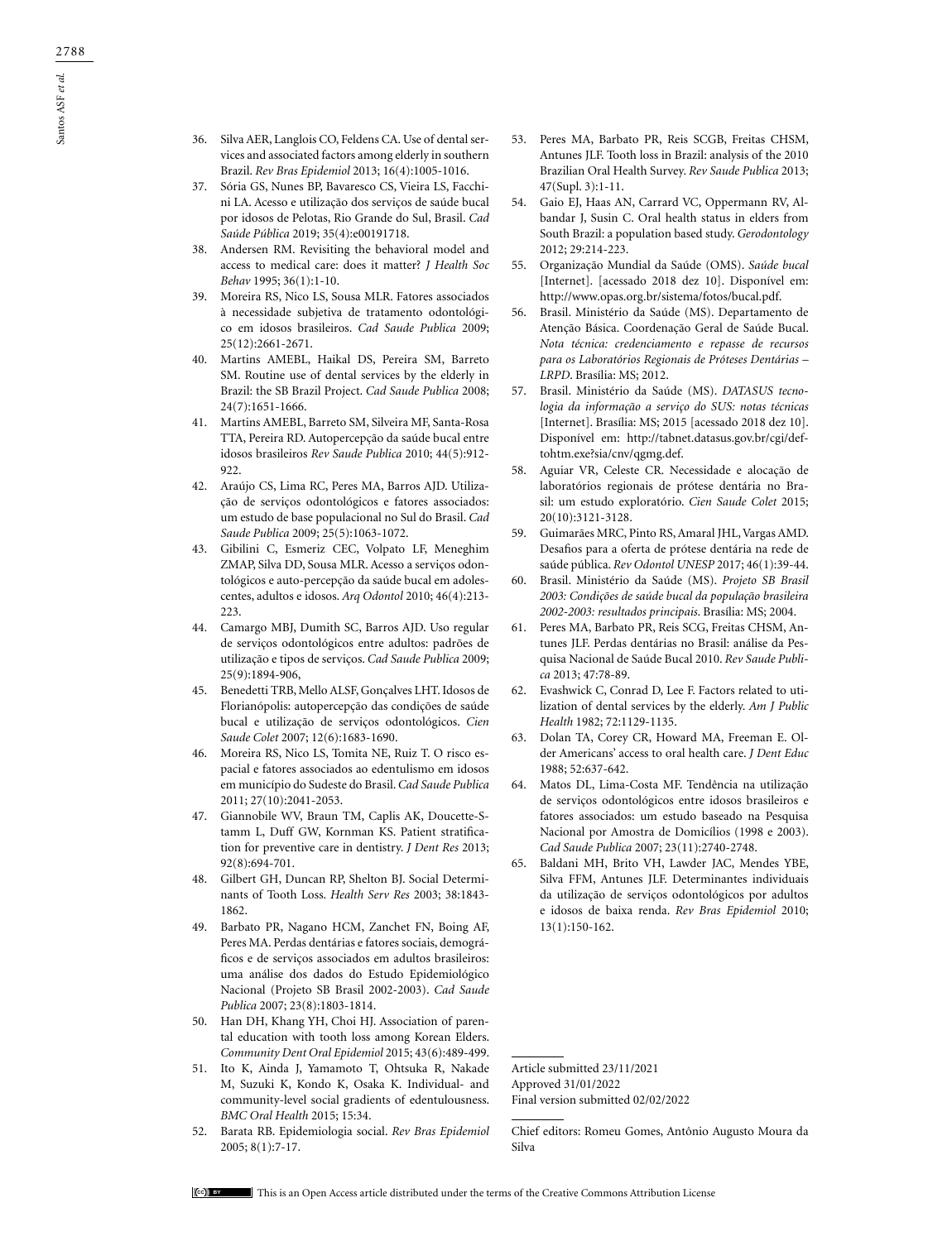36. Silva AER, Langlois CO, Feldens CA. Use of dental services and associated factors among elderly in southern Brazil. *Rev Bras Epidemiol* 2013; 16(4):1005-1016.
37. Sória GS, Nunes BP, Bavaresco CS, Vieira LS, Facchini LA. Acesso e utilização dos serviços de saúde bucal por idosos de Pelotas, Rio Grande do Sul, Brasil. *Cad Saúde Pública* 2019; 35(4):e00191718.
38. Andersen RM. Revisiting the behavioral model and access to medical care: does it matter? *J Health Soc Behav* 1995; 36(1):1-10.
39. Moreira RS, Nico LS, Sousa MLR. Fatores associados à necessidade subjetiva de tratamento odontológico em idosos brasileiros. *Cad Saude Publica* 2009; 25(12):2661-2671.
40. Martins AMEBL, Haikal DS, Pereira SM, Barreto SM. Routine use of dental services by the elderly in Brazil: the SB Brazil Project. *Cad Saude Publica* 2008; 24(7):1651-1666.
41. Martins AMEBL, Barreto SM, Silveira MF, Santa-Rosa TTA, Pereira RD. Autopercepção da saúde bucal entre idosos brasileiros *Rev Saude Publica* 2010; 44(5):912-922.
42. Araújo CS, Lima RC, Peres MA, Barros AJD. Utilização de serviços odontológicos e fatores associados: um estudo de base populacional no Sul do Brasil. *Cad Saude Publica* 2009; 25(5):1063-1072.
43. Gibilini C, Esmeriz CEC, Volpato LF, Meneghim ZMAP, Silva DD, Sousa MLR. Acesso a serviços odontológicos e auto-percepção da saúde bucal em adolescentes, adultos e idosos. *Arq Odontol* 2010; 46(4):213-223.
44. Camargo MBJ, Dumith SC, Barros AJD. Uso regular de serviços odontológicos entre adultos: padrões de utilização e tipos de serviços. *Cad Saude Publica* 2009; 25(9):1894-906,
45. Benedetti TRB, Mello ALSF, Gonçalves LHT. Idosos de Florianópolis: autopercepção das condições de saúde bucal e utilização de serviços odontológicos. *Cien Saude Colet* 2007; 12(6):1683-1690.
46. Moreira RS, Nico LS, Tomita NE, Ruiz T. O risco espacial e fatores associados ao edentulismo em idosos em município do Sudeste do Brasil. *Cad Saude Publica* 2011; 27(10):2041-2053.
47. Giannobile WV, Braun TM, Caplis AK, Doucette-Stamm L, Duff GW, Kornman KS. Patient stratification for preventive care in dentistry. *J Dent Res* 2013; 92(8):694-701.
48. Gilbert GH, Duncan RP, Shelton BJ. Social Determinants of Tooth Loss. *Health Serv Res* 2003; 38:1843-1862.
49. Barbato PR, Nagano HCM, Zanchet FN, Boing AF, Peres MA. Perdas dentárias e fatores sociais, demográficos e de serviços associados em adultos brasileiros: uma análise dos dados do Estudo Epidemiológico Nacional (Projeto SB Brasil 2002-2003). *Cad Saude Publica* 2007; 23(8):1803-1814.
50. Han DH, Khang YH, Choi HJ. Association of parental education with tooth loss among Korean Elders. *Community Dent Oral Epidemiol* 2015; 43(6):489-499.
51. Ito K, Ainda J, Yamamoto T, Ohtsuka R, Nakade M, Suzuki K, Kondo K, Osaka K. Individual- and community-level social gradients of edentulousness. *BMC Oral Health* 2015; 15:34.
52. Barata RB. Epidemiologia social. *Rev Bras Epidemiol* 2005; 8(1):7-17.
53. Peres MA, Barbato PR, Reis SCGB, Freitas CHSM, Antunes JLF. Tooth loss in Brazil: analysis of the 2010 Brazilian Oral Health Survey. *Rev Saude Publica* 2013; 47(Supl. 3):1-11.
54. Gaio EJ, Haas AN, Carrard VC, Oppermann RV, Albandar J, Susin C. Oral health status in elders from South Brazil: a population based study. *Gerodontology* 2012; 29:214-223.
55. Organização Mundial da Saúde (OMS). *Saúde bucal* [Internet]. [acessado 2018 dez 10]. Disponível em: http://www.opas.org.br/sistema/fotos/bucal.pdf.
56. Brasil. Ministério da Saúde (MS). Departamento de Atenção Básica. Coordenação Geral de Saúde Bucal. *Nota técnica: credenciamento e repasse de recursos para os Laboratórios Regionais de Próteses Dentárias – LRPD*. Brasília: MS; 2012.
57. Brasil. Ministério da Saúde (MS). *DATASUS tecnologia da informação a serviço do SUS: notas técnicas* [Internet]. Brasília: MS; 2015 [acessado 2018 dez 10]. Disponível em: http://tabnet.datasus.gov.br/cgi/deftohtm.exe?sia/cnv/qgmg.def.
58. Aguiar VR, Celeste CR. Necessidade e alocação de laboratórios regionais de prótese dentária no Brasil: um estudo exploratório. *Cien Saude Colet* 2015; 20(10):3121-3128.
59. Guimarães MRC, Pinto RS, Amaral JHL, Vargas AMD. Desafios para a oferta de prótese dentária na rede de saúde pública. *Rev Odontol UNESP* 2017; 46(1):39-44.
60. Brasil. Ministério da Saúde (MS). *Projeto SB Brasil 2003: Condições de saúde bucal da população brasileira 2002-2003: resultados principais*. Brasília: MS; 2004.
61. Peres MA, Barbato PR, Reis SCG, Freitas CHSM, Antunes JLF. Perdas dentárias no Brasil: análise da Pesquisa Nacional de Saúde Bucal 2010. *Rev Saude Publica* 2013; 47:78-89.
62. Evashwick C, Conrad D, Lee F. Factors related to utilization of dental services by the elderly. *Am J Public Health* 1982; 72:1129-1135.
63. Dolan TA, Corey CR, Howard MA, Freeman E. Older Americans' access to oral health care. *J Dent Educ* 1988; 52:637-642.
64. Matos DL, Lima-Costa MF. Tendência na utilização de serviços odontológicos entre idosos brasileiros e fatores associados: um estudo baseado na Pesquisa Nacional por Amostra de Domicílios (1998 e 2003). *Cad Saude Publica* 2007; 23(11):2740-2748.
65. Baldani MH, Brito VH, Lawder JAC, Mendes YBE, Silva FFM, Antunes JLF. Determinantes individuais da utilização de serviços odontológicos por adultos e idosos de baixa renda. *Rev Bras Epidemiol* 2010; 13(1):150-162.

Article submitted 23/11/2021
Approved 31/01/2022
Final version submitted 02/02/2022

Chief editors: Romeu Gomes, Antônio Augusto Moura da Silva

This is an Open Access article distributed under the terms of the Creative Commons Attribution License